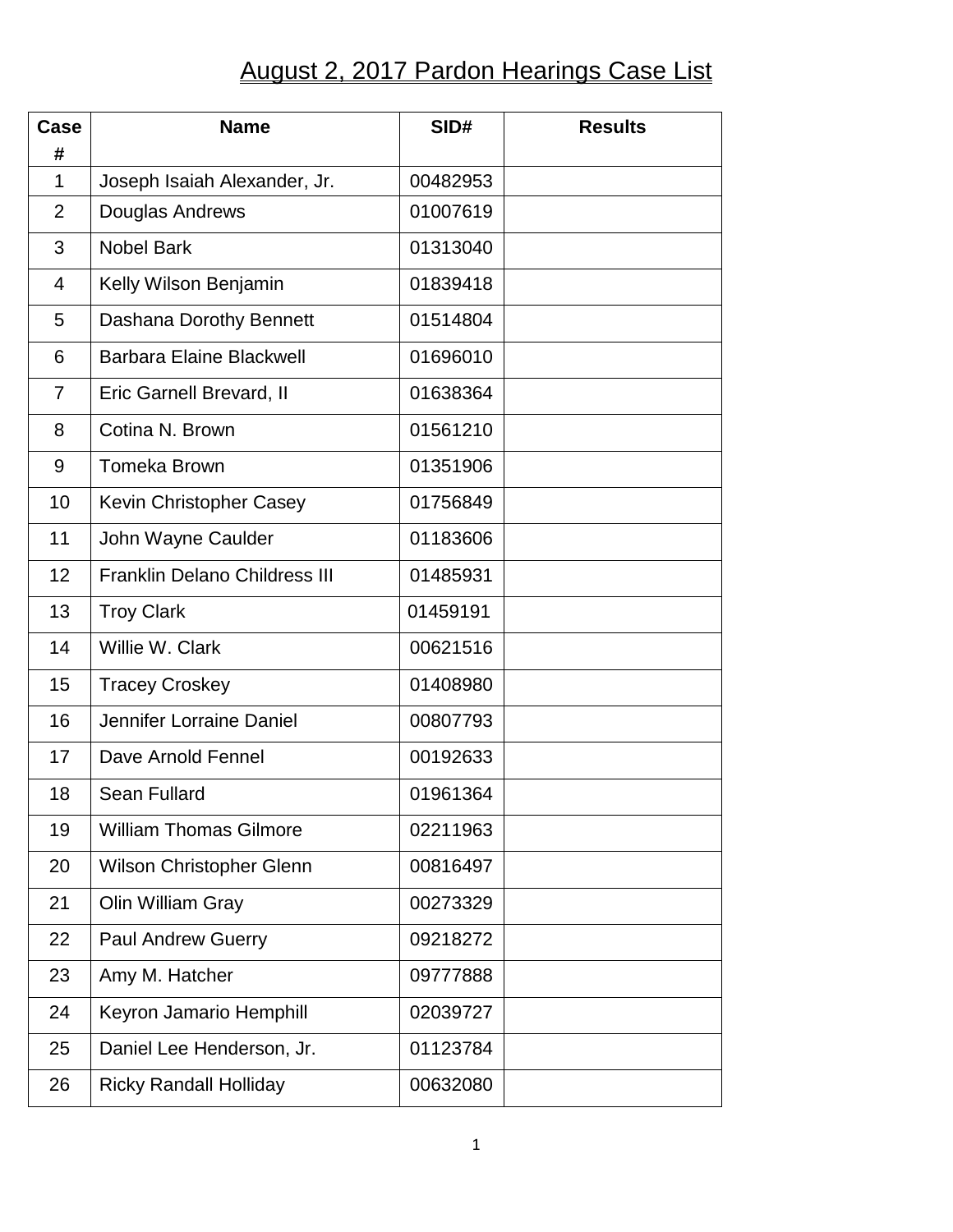# August 2, 2017 Pardon Hearings Case List

| Case # | Name | SID# | Results |
|---|---|---|---|
| 1 | Joseph Isaiah Alexander, Jr. | 00482953 | |
| 2 | Douglas Andrews | 01007619 | |
| 3 | Nobel Bark | 01313040 | |
| 4 | Kelly Wilson Benjamin | 01839418 | |
| 5 | Dashana Dorothy Bennett | 01514804 | |
| 6 | Barbara Elaine Blackwell | 01696010 | |
| 7 | Eric Garnell Brevard, II | 01638364 | |
| 8 | Cotina N. Brown | 01561210 | |
| 9 | Tomeka Brown | 01351906 | |
| 10 | Kevin Christopher Casey | 01756849 | |
| 11 | John Wayne Caulder | 01183606 | |
| 12 | Franklin Delano Childress III | 01485931 | |
| 13 | Troy Clark | 01459191 | |
| 14 | Willie W. Clark | 00621516 | |
| 15 | Tracey Croskey | 01408980 | |
| 16 | Jennifer Lorraine Daniel | 00807793 | |
| 17 | Dave Arnold Fennel | 00192633 | |
| 18 | Sean Fullard | 01961364 | |
| 19 | William Thomas Gilmore | 02211963 | |
| 20 | Wilson Christopher Glenn | 00816497 | |
| 21 | Olin William Gray | 00273329 | |
| 22 | Paul Andrew Guerry | 09218272 | |
| 23 | Amy M. Hatcher | 09777888 | |
| 24 | Keyron Jamario Hemphill | 02039727 | |
| 25 | Daniel Lee Henderson, Jr. | 01123784 | |
| 26 | Ricky Randall Holliday | 00632080 | |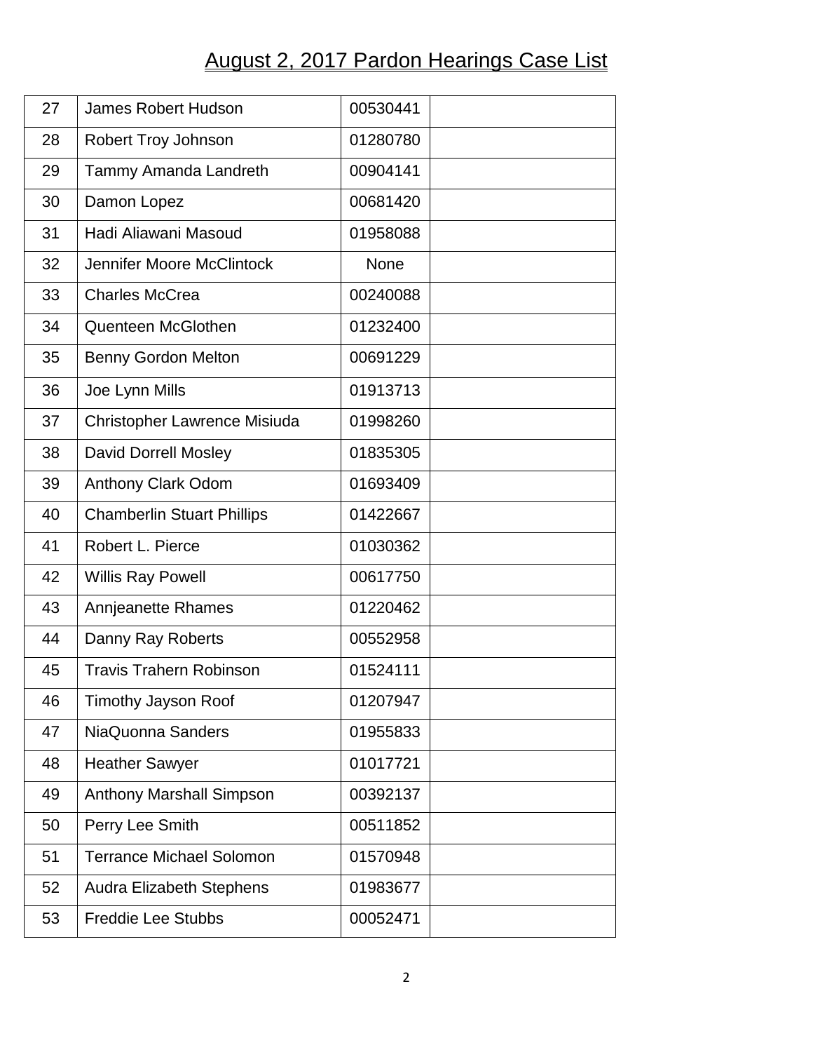# August 2, 2017 Pardon Hearings Case List

| | | | |
|---|---|---|---|
| 27 | James Robert Hudson | 00530441 | |
| 28 | Robert Troy Johnson | 01280780 | |
| 29 | Tammy Amanda Landreth | 00904141 | |
| 30 | Damon Lopez | 00681420 | |
| 31 | Hadi Aliawani Masoud | 01958088 | |
| 32 | Jennifer Moore McClintock | None | |
| 33 | Charles McCrea | 00240088 | |
| 34 | Quenteen McGlothen | 01232400 | |
| 35 | Benny Gordon Melton | 00691229 | |
| 36 | Joe Lynn Mills | 01913713 | |
| 37 | Christopher Lawrence Misiuda | 01998260 | |
| 38 | David Dorrell Mosley | 01835305 | |
| 39 | Anthony Clark Odom | 01693409 | |
| 40 | Chamberlin Stuart Phillips | 01422667 | |
| 41 | Robert L. Pierce | 01030362 | |
| 42 | Willis Ray Powell | 00617750 | |
| 43 | Annjeanette Rhames | 01220462 | |
| 44 | Danny Ray Roberts | 00552958 | |
| 45 | Travis Trahern Robinson | 01524111 | |
| 46 | Timothy Jayson Roof | 01207947 | |
| 47 | NiaQuonna Sanders | 01955833 | |
| 48 | Heather Sawyer | 01017721 | |
| 49 | Anthony Marshall Simpson | 00392137 | |
| 50 | Perry Lee Smith | 00511852 | |
| 51 | Terrance Michael Solomon | 01570948 | |
| 52 | Audra Elizabeth Stephens | 01983677 | |
| 53 | Freddie Lee Stubbs | 00052471 | |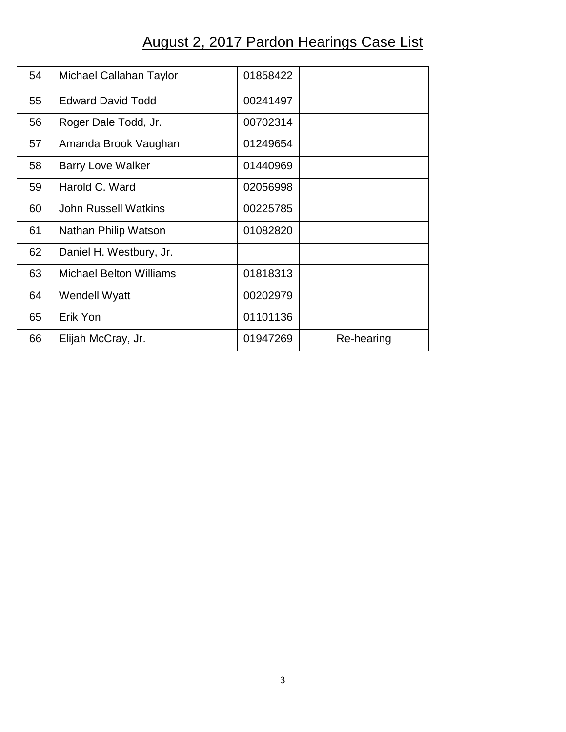## August 2, 2017 Pardon Hearings Case List

| | | | |
|---|---|---|---|
| 54 | Michael Callahan Taylor | 01858422 | |
| 55 | Edward David Todd | 00241497 | |
| 56 | Roger Dale Todd, Jr. | 00702314 | |
| 57 | Amanda Brook Vaughan | 01249654 | |
| 58 | Barry Love Walker | 01440969 | |
| 59 | Harold C. Ward | 02056998 | |
| 60 | John Russell Watkins | 00225785 | |
| 61 | Nathan Philip Watson | 01082820 | |
| 62 | Daniel H. Westbury, Jr. | | |
| 63 | Michael Belton Williams | 01818313 | |
| 64 | Wendell Wyatt | 00202979 | |
| 65 | Erik Yon | 01101136 | |
| 66 | Elijah McCray, Jr. | 01947269 | Re-hearing |